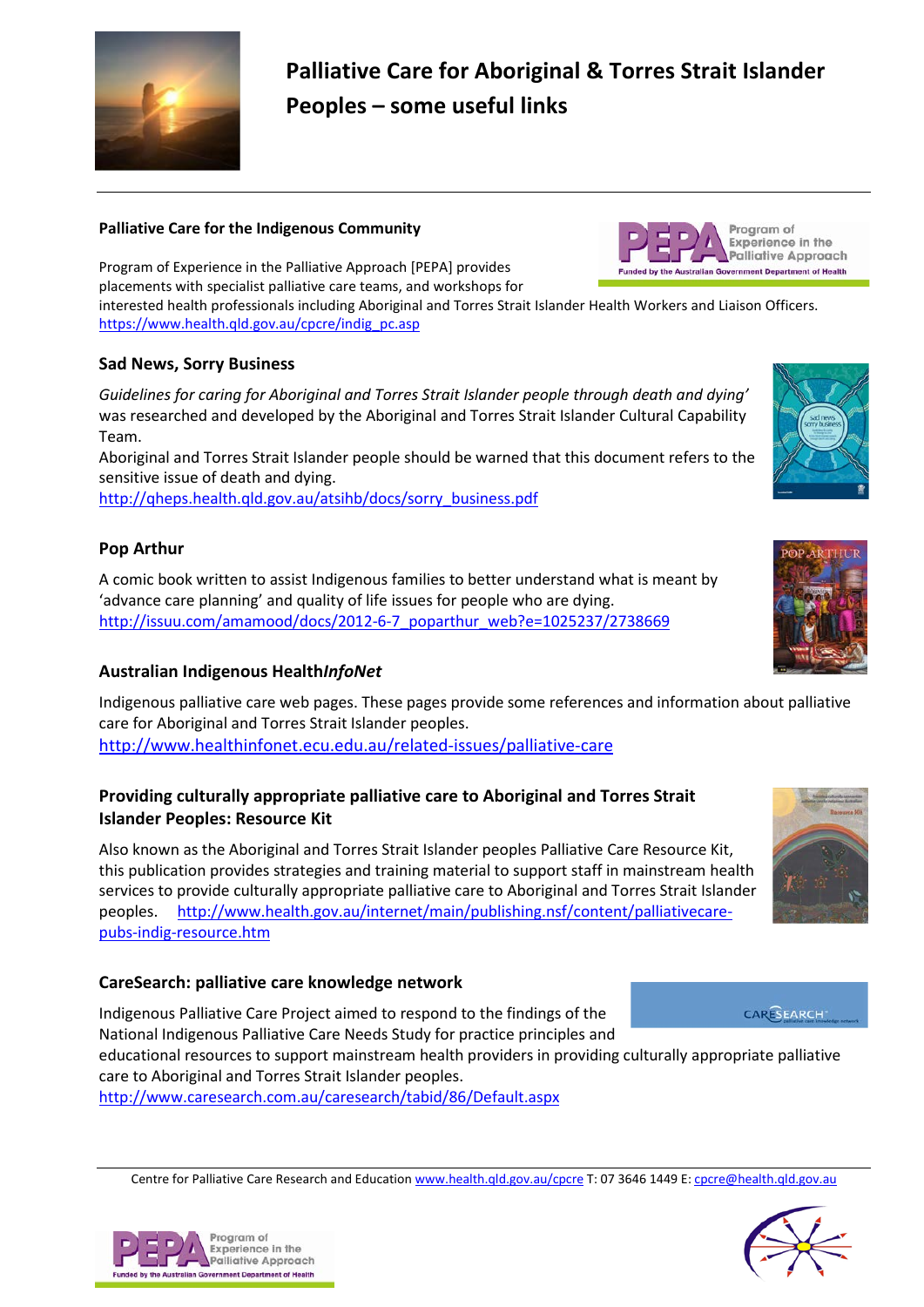# Palliative Care for Aboriginal & Torres Strait Islander Peoples – some useful links

### Palliative Care for the Indigenous Community

Program of Experience in the Palliative Approach [PEPA] provides placements with specialist palliative care teams, and workshops for interested health professionals including Aboriginal and Torres Strait Islander Health Workers and Liaison Officers.
https://www.health.qld.gov.au/cpcre/indig_pc.asp

### Sad News, Sorry Business

*Guidelines for caring for Aboriginal and Torres Strait Islander people through death and dying'* was researched and developed by the Aboriginal and Torres Strait Islander Cultural Capability Team.
Aboriginal and Torres Strait Islander people should be warned that this document refers to the sensitive issue of death and dying.
http://qheps.health.qld.gov.au/atsihb/docs/sorry_business.pdf

### Pop Arthur

A comic book written to assist Indigenous families to better understand what is meant by 'advance care planning' and quality of life issues for people who are dying.
http://issuu.com/amamood/docs/2012-6-7_poparthur_web?e=1025237/2738669

### Australian Indigenous Health*InfoNet*

Indigenous palliative care web pages. These pages provide some references and information about palliative care for Aboriginal and Torres Strait Islander peoples.
http://www.healthinfonet.ecu.edu.au/related-issues/palliative-care

### Providing culturally appropriate palliative care to Aboriginal and Torres Strait Islander Peoples: Resource Kit

Also known as the Aboriginal and Torres Strait Islander peoples Palliative Care Resource Kit, this publication provides strategies and training material to support staff in mainstream health services to provide culturally appropriate palliative care to Aboriginal and Torres Strait Islander peoples. http://www.health.gov.au/internet/main/publishing.nsf/content/palliativecare-pubs-indig-resource.htm

### CareSearch: palliative care knowledge network

Indigenous Palliative Care Project aimed to respond to the findings of the National Indigenous Palliative Care Needs Study for practice principles and educational resources to support mainstream health providers in providing culturally appropriate palliative care to Aboriginal and Torres Strait Islander peoples.
http://www.caresearch.com.au/caresearch/tabid/86/Default.aspx

Centre for Palliative Care Research and Education www.health.qld.gov.au/cpcre T: 07 3646 1449 E: cpcre@health.qld.gov.au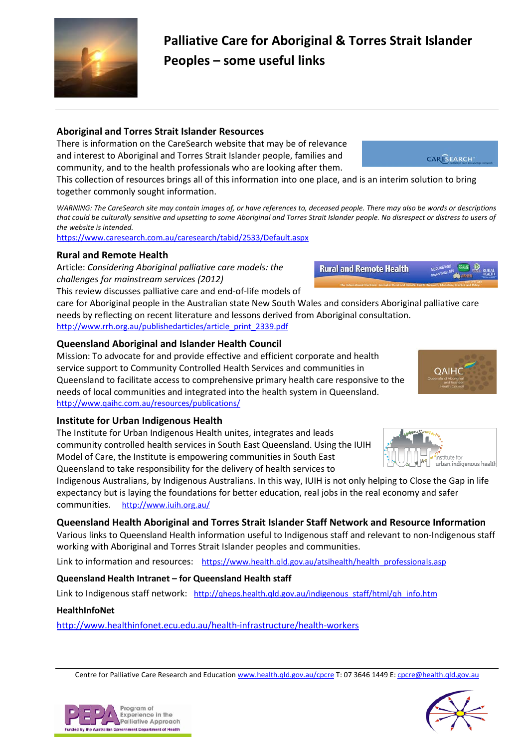# Palliative Care for Aboriginal & Torres Strait Islander Peoples – some useful links

## Aboriginal and Torres Strait Islander Resources

There is information on the CareSearch website that may be of relevance and interest to Aboriginal and Torres Strait Islander people, families and community, and to the health professionals who are looking after them. This collection of resources brings all of this information into one place, and is an interim solution to bring together commonly sought information.

*WARNING: The CareSearch site may contain images of, or have references to, deceased people. There may also be words or descriptions that could be culturally sensitive and upsetting to some Aboriginal and Torres Strait Islander people. No disrespect or distress to users of the website is intended.*

https://www.caresearch.com.au/caresearch/tabid/2533/Default.aspx

## Rural and Remote Health

Article: *Considering Aboriginal palliative care models: the challenges for mainstream services (2012)*

This review discusses palliative care and end-of-life models of care for Aboriginal people in the Australian state New South Wales and considers Aboriginal palliative care needs by reflecting on recent literature and lessons derived from Aboriginal consultation.

http://www.rrh.org.au/publishedarticles/article_print_2339.pdf

## Queensland Aboriginal and Islander Health Council

Mission: To advocate for and provide effective and efficient corporate and health service support to Community Controlled Health Services and communities in Queensland to facilitate access to comprehensive primary health care responsive to the needs of local communities and integrated into the health system in Queensland.

http://www.qaihc.com.au/resources/publications/

## Institute for Urban Indigenous Health

The Institute for Urban Indigenous Health unites, integrates and leads community controlled health services in South East Queensland. Using the IUIH Model of Care, the Institute is empowering communities in South East Queensland to take responsibility for the delivery of health services to Indigenous Australians, by Indigenous Australians. In this way, IUIH is not only helping to Close the Gap in life expectancy but is laying the foundations for better education, real jobs in the real economy and safer communities. http://www.iuih.org.au/

## Queensland Health Aboriginal and Torres Strait Islander Staff Network and Resource Information

Various links to Queensland Health information useful to Indigenous staff and relevant to non-Indigenous staff working with Aboriginal and Torres Strait Islander peoples and communities.

Link to information and resources: https://www.health.qld.gov.au/atsihealth/health_professionals.asp

### Queensland Health Intranet – for Queensland Health staff

Link to Indigenous staff network: http://qheps.health.qld.gov.au/indigenous_staff/html/qh_info.htm

### HealthInfoNet

http://www.healthinfonet.ecu.edu.au/health-infrastructure/health-workers

Centre for Palliative Care Research and Education www.health.qld.gov.au/cpcre T: 07 3646 1449 E: cpcre@health.qld.gov.au

PEPA Program of Experience in the Palliative Approach
Funded by the Australian Government Department of Health